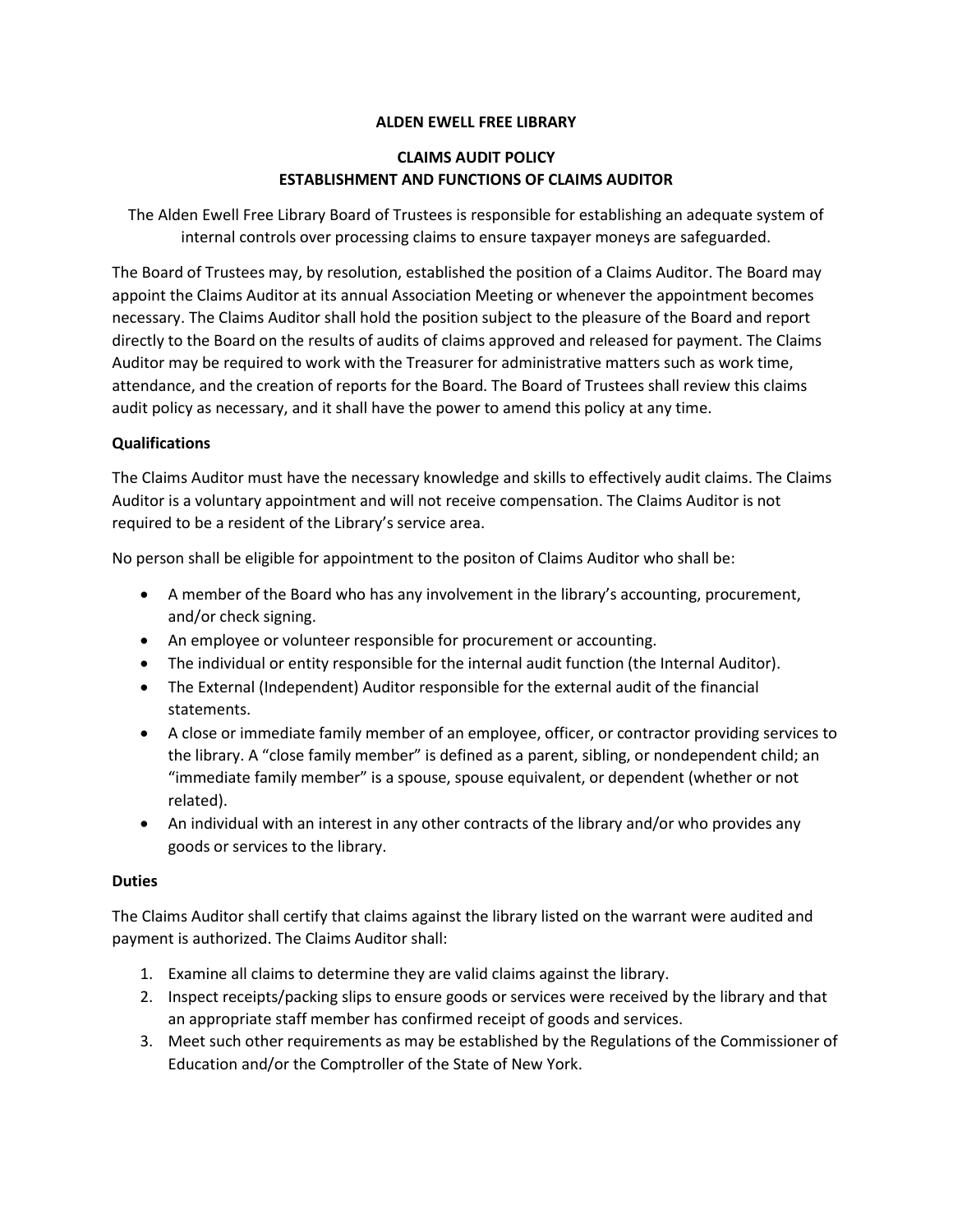# ALDEN EWELL FREE LIBRARY

## CLAIMS AUDIT POLICY
## ESTABLISHMENT AND FUNCTIONS OF CLAIMS AUDITOR

The Alden Ewell Free Library Board of Trustees is responsible for establishing an adequate system of internal controls over processing claims to ensure taxpayer moneys are safeguarded.

The Board of Trustees may, by resolution, established the position of a Claims Auditor. The Board may appoint the Claims Auditor at its annual Association Meeting or whenever the appointment becomes necessary. The Claims Auditor shall hold the position subject to the pleasure of the Board and report directly to the Board on the results of audits of claims approved and released for payment. The Claims Auditor may be required to work with the Treasurer for administrative matters such as work time, attendance, and the creation of reports for the Board. The Board of Trustees shall review this claims audit policy as necessary, and it shall have the power to amend this policy at any time.

**Qualifications**

The Claims Auditor must have the necessary knowledge and skills to effectively audit claims. The Claims Auditor is a voluntary appointment and will not receive compensation. The Claims Auditor is not required to be a resident of the Library's service area.

No person shall be eligible for appointment to the positon of Claims Auditor who shall be:

- A member of the Board who has any involvement in the library's accounting, procurement, and/or check signing.
- An employee or volunteer responsible for procurement or accounting.
- The individual or entity responsible for the internal audit function (the Internal Auditor).
- The External (Independent) Auditor responsible for the external audit of the financial statements.
- A close or immediate family member of an employee, officer, or contractor providing services to the library. A "close family member" is defined as a parent, sibling, or nondependent child; an "immediate family member" is a spouse, spouse equivalent, or dependent (whether or not related).
- An individual with an interest in any other contracts of the library and/or who provides any goods or services to the library.

**Duties**

The Claims Auditor shall certify that claims against the library listed on the warrant were audited and payment is authorized. The Claims Auditor shall:

1. Examine all claims to determine they are valid claims against the library.
2. Inspect receipts/packing slips to ensure goods or services were received by the library and that an appropriate staff member has confirmed receipt of goods and services.
3. Meet such other requirements as may be established by the Regulations of the Commissioner of Education and/or the Comptroller of the State of New York.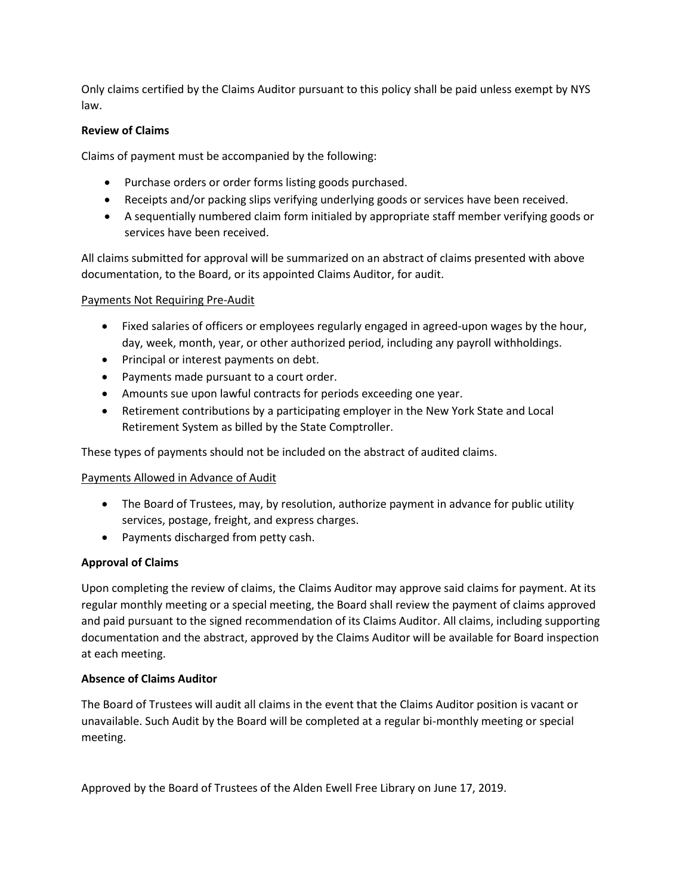Only claims certified by the Claims Auditor pursuant to this policy shall be paid unless exempt by NYS law.

**Review of Claims**

Claims of payment must be accompanied by the following:

- Purchase orders or order forms listing goods purchased.
- Receipts and/or packing slips verifying underlying goods or services have been received.
- A sequentially numbered claim form initialed by appropriate staff member verifying goods or services have been received.

All claims submitted for approval will be summarized on an abstract of claims presented with above documentation, to the Board, or its appointed Claims Auditor, for audit.

Payments Not Requiring Pre-Audit

- Fixed salaries of officers or employees regularly engaged in agreed-upon wages by the hour, day, week, month, year, or other authorized period, including any payroll withholdings.
- Principal or interest payments on debt.
- Payments made pursuant to a court order.
- Amounts sue upon lawful contracts for periods exceeding one year.
- Retirement contributions by a participating employer in the New York State and Local Retirement System as billed by the State Comptroller.

These types of payments should not be included on the abstract of audited claims.

Payments Allowed in Advance of Audit

- The Board of Trustees, may, by resolution, authorize payment in advance for public utility services, postage, freight, and express charges.
- Payments discharged from petty cash.

**Approval of Claims**

Upon completing the review of claims, the Claims Auditor may approve said claims for payment. At its regular monthly meeting or a special meeting, the Board shall review the payment of claims approved and paid pursuant to the signed recommendation of its Claims Auditor. All claims, including supporting documentation and the abstract, approved by the Claims Auditor will be available for Board inspection at each meeting.

**Absence of Claims Auditor**

The Board of Trustees will audit all claims in the event that the Claims Auditor position is vacant or unavailable. Such Audit by the Board will be completed at a regular bi-monthly meeting or special meeting.

Approved by the Board of Trustees of the Alden Ewell Free Library on June 17, 2019.